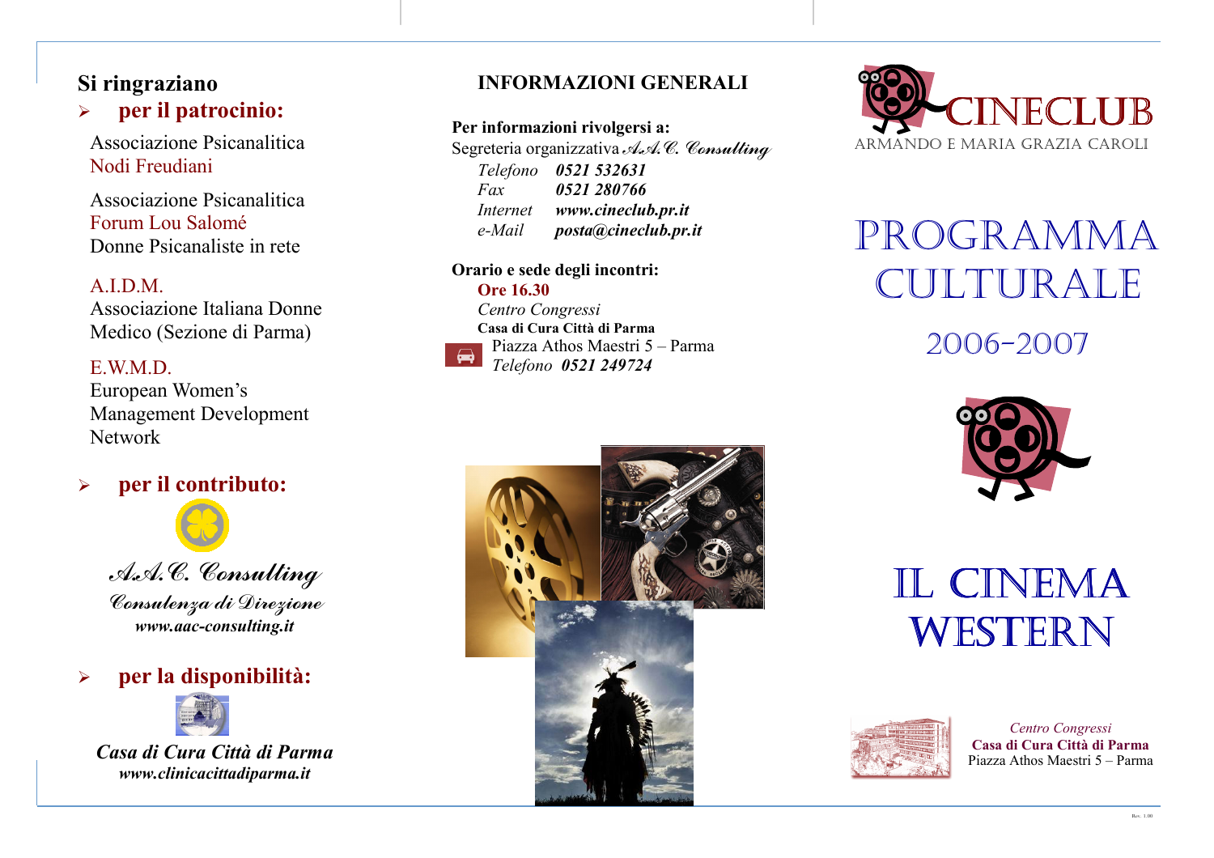## Si ringraziano

### per il patrocinio:

Associazione Psicanalitica
Nodi Freudiani

Associazione Psicanalitica
Forum Lou Salomé
Donne Psicanaliste in rete

A.I.D.M.
Associazione Italiana Donne Medico (Sezione di Parma)

E.W.M.D.
European Women's Management Development Network

### per il contributo:

*A.A.C. Consulting*
*Consulenza di Direzione*
***www.aac-consulting.it***

### per la disponibilità:

***Casa di Cura Città di Parma***
***www.clinicacittadiparma.it***

## INFORMAZIONI GENERALI

**Per informazioni rivolgersi a:**
Segreteria organizzativa *A.A.C. Consulting*

| | |
|---|---|
| *Telefono* | ***0521 532631*** |
| *Fax* | ***0521 280766*** |
| *Internet* | ***www.cineclub.pr.it*** |
| *e-Mail* | ***posta@cineclub.pr.it*** |

**Orario e sede degli incontri:**
**Ore 16.30**
*Centro Congressi*
**Casa di Cura Città di Parma**
Piazza Athos Maestri 5 – Parma
*Telefono* ***0521 249724***

# CINECLUB
ARMANDO E MARIA GRAZIA CAROLI

# PROGRAMMA CULTURALE
## 2006-2007

# IL CINEMA WESTERN

*Centro Congressi*
**Casa di Cura Città di Parma**
Piazza Athos Maestri 5 – Parma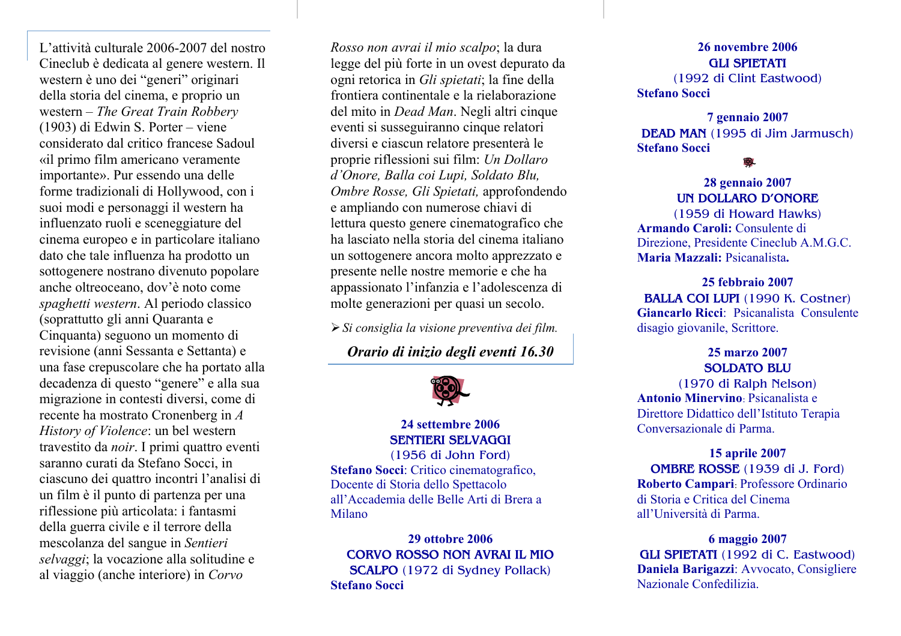L'attività culturale 2006-2007 del nostro Cineclub è dedicata al genere western. Il western è uno dei "generi" originari della storia del cinema, e proprio un western – *The Great Train Robbery* (1903) di Edwin S. Porter – viene considerato dal critico francese Sadoul «il primo film americano veramente importante». Pur essendo una delle forme tradizionali di Hollywood, con i suoi modi e personaggi il western ha influenzato ruoli e sceneggiature del cinema europeo e in particolare italiano dato che tale influenza ha prodotto un sottogenere nostrano divenuto popolare anche oltreoceano, dov'è noto come *spaghetti western*. Al periodo classico (soprattutto gli anni Quaranta e Cinquanta) seguono un momento di revisione (anni Sessanta e Settanta) e una fase crepuscolare che ha portato alla decadenza di questo "genere" e alla sua migrazione in contesti diversi, come di recente ha mostrato Cronenberg in *A History of Violence*: un bel western travestito da *noir*. I primi quattro eventi saranno curati da Stefano Socci, in ciascuno dei quattro incontri l'analisi di un film è il punto di partenza per una riflessione più articolata: i fantasmi della guerra civile e il terrore della mescolanza del sangue in *Sentieri selvaggi*; la vocazione alla solitudine e al viaggio (anche interiore) in *Corvo Rosso non avrai il mio scalpo*; la dura legge del più forte in un ovest depurato da ogni retorica in *Gli spietati*; la fine della frontiera continentale e la rielaborazione del mito in *Dead Man*. Negli altri cinque eventi si susseguiranno cinque relatori diversi e ciascun relatore presenterà le proprie riflessioni sui film: *Un Dollaro d'Onore, Balla coi Lupi, Soldato Blu, Ombre Rosse, Gli Spietati,* approfondendo e ampliando con numerose chiavi di lettura questo genere cinematografico che ha lasciato nella storia del cinema italiano un sottogenere ancora molto apprezzato e presente nelle nostre memorie e che ha appassionato l'infanzia e l'adolescenza di molte generazioni per quasi un secolo.

- *Si consiglia la visione preventiva dei film.*

***Orario di inizio degli eventi 16.30***

**24 settembre 2006**
**SENTIERI SELVAGGI**
(1956 di John Ford)
**Stefano Socci**: Critico cinematografico, Docente di Storia dello Spettacolo all'Accademia delle Belle Arti di Brera a Milano

**29 ottobre 2006**
**CORVO ROSSO NON AVRAI IL MIO SCALPO** (1972 di Sydney Pollack)
**Stefano Socci**

**26 novembre 2006**
**GLI SPIETATI**
(1992 di Clint Eastwood)
**Stefano Socci**

**7 gennaio 2007**
**DEAD MAN** (1995 di Jim Jarmusch)
**Stefano Socci**

**28 gennaio 2007**
**UN DOLLARO D'ONORE**
(1959 di Howard Hawks)
**Armando Caroli:** Consulente di Direzione, Presidente Cineclub A.M.G.C.
**Maria Mazzali:** Psicanalista**.**

**25 febbraio 2007**
**BALLA COI LUPI** (1990 K. Costner)
**Giancarlo Ricci**: Psicanalista Consulente disagio giovanile, Scrittore.

**25 marzo 2007**
**SOLDATO BLU**
(1970 di Ralph Nelson)
**Antonio Minervino**: Psicanalista e Direttore Didattico dell'Istituto Terapia Conversazionale di Parma.

**15 aprile 2007**
**OMBRE ROSSE** (1939 di J. Ford)
**Roberto Campari**: Professore Ordinario di Storia e Critica del Cinema all'Università di Parma.

**6 maggio 2007**
**GLI SPIETATI** (1992 di C. Eastwood)
**Daniela Barigazzi**: Avvocato, Consigliere Nazionale Confedilizia.